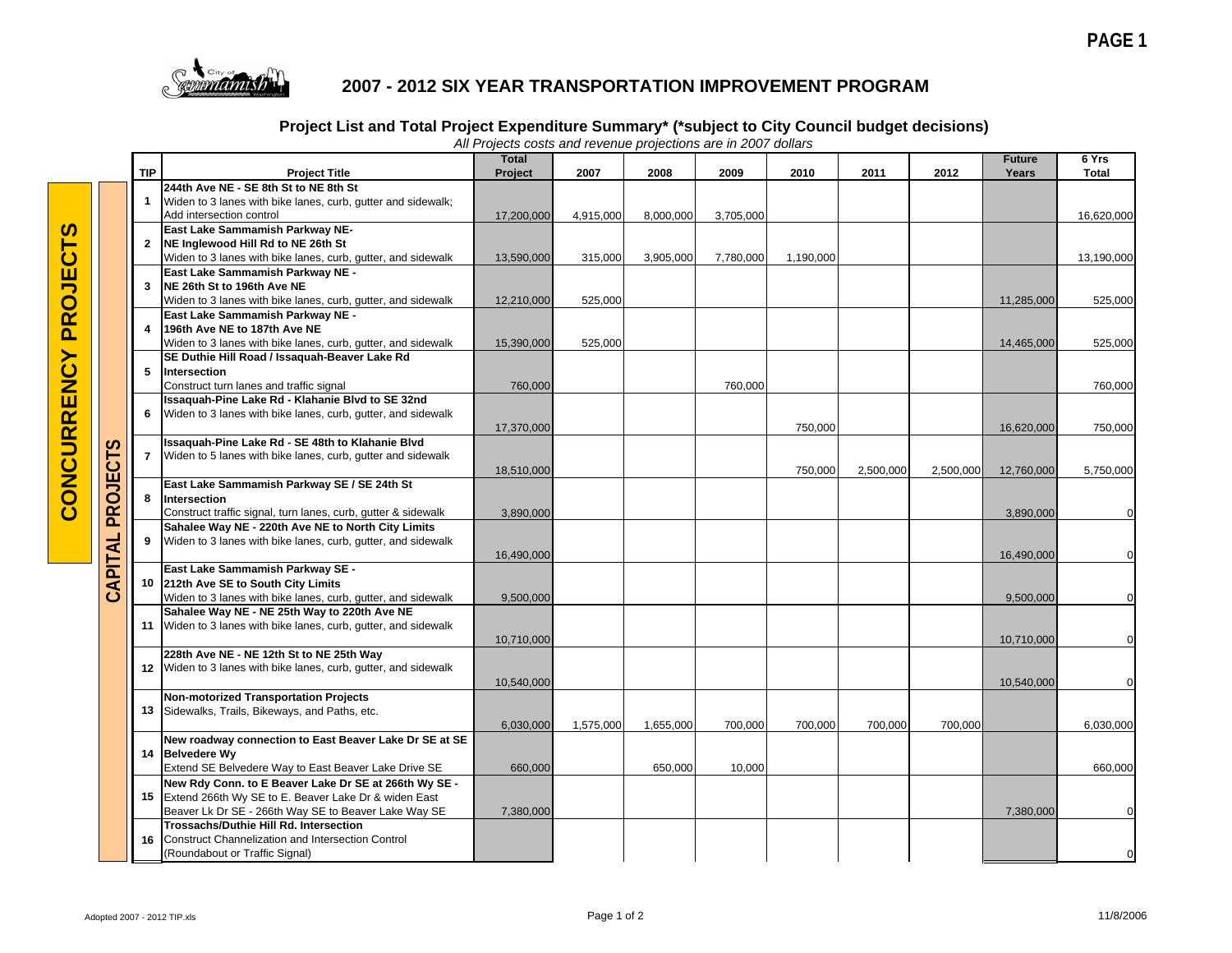# 2007 - 2012 SIX YEAR TRANSPORTATION IMPROVEMENT PROGRAM

## Project List and Total Project Expenditure Summary* (*subject to City Council budget decisions)

*All Projects costs and revenue projections are in 2007 dollars*

**CONCURRENCY PROJECTS**

**CAPITAL PROJECTS**

| TIP | Project Title | Total Project | 2007 | 2008 | 2009 | 2010 | 2011 | 2012 | Future Years | 6 Yrs Total |
|---|---|---|---|---|---|---|---|---|---|---|
| 1 | **244th Ave NE - SE 8th St to NE 8th St** Widen to 3 lanes with bike lanes, curb, gutter and sidewalk; Add intersection control | 17,200,000 | 4,915,000 | 8,000,000 | 3,705,000 | | | | | 16,620,000 |
| 2 | **East Lake Sammamish Parkway NE- NE Inglewood Hill Rd to NE 26th St** Widen to 3 lanes with bike lanes, curb, gutter, and sidewalk | 13,590,000 | 315,000 | 3,905,000 | 7,780,000 | 1,190,000 | | | | 13,190,000 |
| 3 | **East Lake Sammamish Parkway NE - NE 26th St to 196th Ave NE** Widen to 3 lanes with bike lanes, curb, gutter, and sidewalk | 12,210,000 | 525,000 | | | | | | 11,285,000 | 525,000 |
| 4 | **East Lake Sammamish Parkway NE - 196th Ave NE to 187th Ave NE** Widen to 3 lanes with bike lanes, curb, gutter, and sidewalk | 15,390,000 | 525,000 | | | | | | 14,465,000 | 525,000 |
| 5 | **SE Duthie Hill Road / Issaquah-Beaver Lake Rd Intersection** Construct turn lanes and traffic signal | 760,000 | | | 760,000 | | | | | 760,000 |
| 6 | **Issaquah-Pine Lake Rd - Klahanie Blvd to SE 32nd** Widen to 3 lanes with bike lanes, curb, gutter, and sidewalk | 17,370,000 | | | | 750,000 | | | 16,620,000 | 750,000 |
| 7 | **Issaquah-Pine Lake Rd - SE 48th to Klahanie Blvd** Widen to 5 lanes with bike lanes, curb, gutter and sidewalk | 18,510,000 | | | | 750,000 | 2,500,000 | 2,500,000 | 12,760,000 | 5,750,000 |
| 8 | **East Lake Sammamish Parkway SE / SE 24th St Intersection** Construct traffic signal, turn lanes, curb, gutter & sidewalk | 3,890,000 | | | | | | | 3,890,000 | 0 |
| 9 | **Sahalee Way NE - 220th Ave NE to North City Limits** Widen to 3 lanes with bike lanes, curb, gutter, and sidewalk | 16,490,000 | | | | | | | 16,490,000 | 0 |
| 10 | **East Lake Sammamish Parkway SE - 212th Ave SE to South City Limits** Widen to 3 lanes with bike lanes, curb, gutter, and sidewalk | 9,500,000 | | | | | | | 9,500,000 | 0 |
| 11 | **Sahalee Way NE - NE 25th Way to 220th Ave NE** Widen to 3 lanes with bike lanes, curb, gutter, and sidewalk | 10,710,000 | | | | | | | 10,710,000 | 0 |
| 12 | **228th Ave NE - NE 12th St to NE 25th Way** Widen to 3 lanes with bike lanes, curb, gutter, and sidewalk | 10,540,000 | | | | | | | 10,540,000 | 0 |
| 13 | **Non-motorized Transportation Projects** Sidewalks, Trails, Bikeways, and Paths, etc. | 6,030,000 | 1,575,000 | 1,655,000 | 700,000 | 700,000 | 700,000 | 700,000 | | 6,030,000 |
| 14 | **New roadway connection to East Beaver Lake Dr SE at SE Belvedere Wy** Extend SE Belvedere Way to East Beaver Lake Drive SE | 660,000 | | 650,000 | 10,000 | | | | | 660,000 |
| 15 | **New Rdy Conn. to E Beaver Lake Dr SE at 266th Wy SE -** Extend 266th Wy SE to E. Beaver Lake Dr & widen East Beaver Lk Dr SE - 266th Way SE to Beaver Lake Way SE | 7,380,000 | | | | | | | 7,380,000 | 0 |
| 16 | **Trossachs/Duthie Hill Rd. Intersection** Construct Channelization and Intersection Control (Roundabout or Traffic Signal) | | | | | | | | | 0 |

Adopted 2007 - 2012 TIP.xls

11/8/2006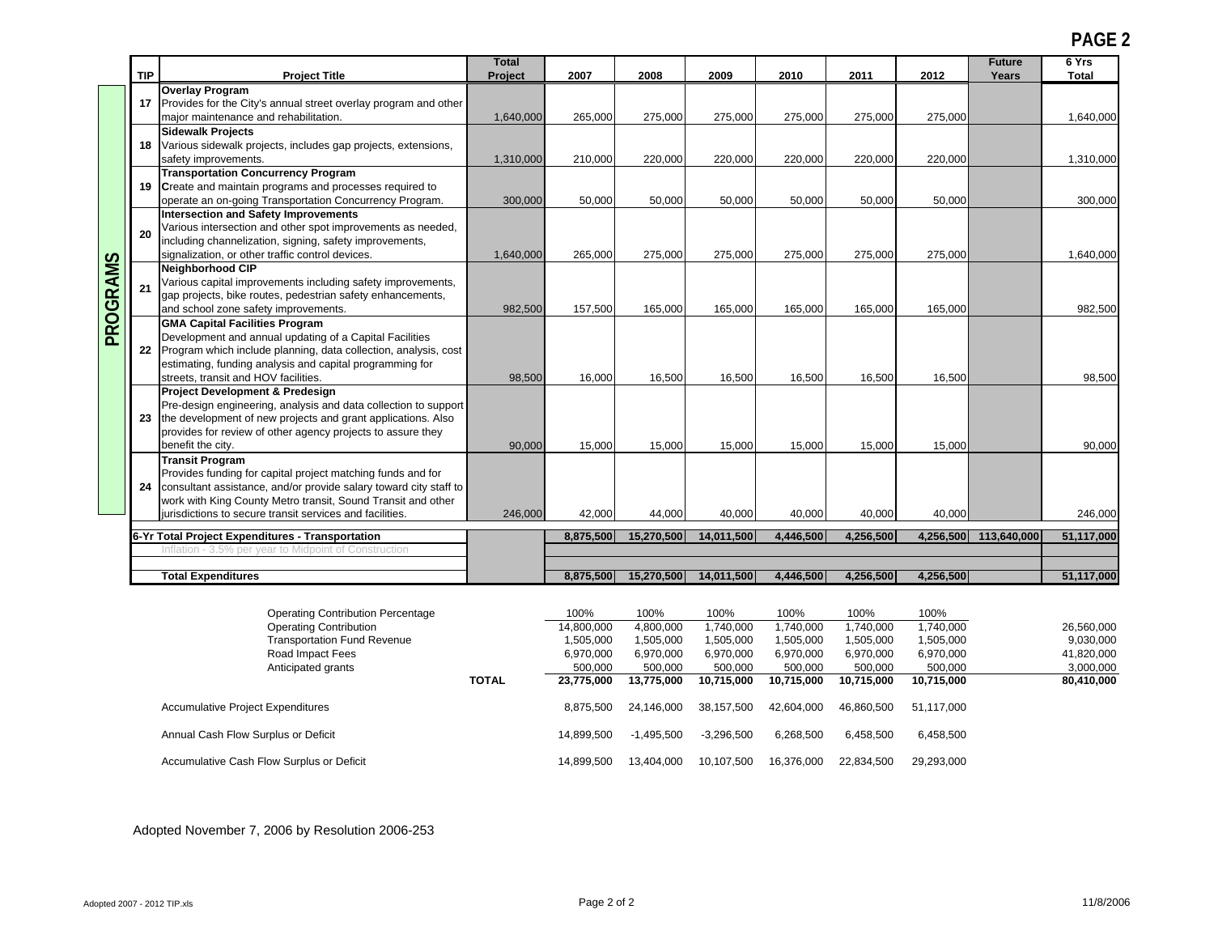## PAGE 2

**PROGRAMS**

| TIP | Project Title | Total Project | 2007 | 2008 | 2009 | 2010 | 2011 | 2012 | Future Years | 6 Yrs Total |
|---|---|---|---|---|---|---|---|---|---|---|
| 17 | **Overlay Program** Provides for the City's annual street overlay program and other major maintenance and rehabilitation. | 1,640,000 | 265,000 | 275,000 | 275,000 | 275,000 | 275,000 | 275,000 | | 1,640,000 |
| 18 | **Sidewalk Projects** Various sidewalk projects, includes gap projects, extensions, safety improvements. | 1,310,000 | 210,000 | 220,000 | 220,000 | 220,000 | 220,000 | 220,000 | | 1,310,000 |
| 19 | **Transportation Concurrency Program** Create and maintain programs and processes required to operate an on-going Transportation Concurrency Program. | 300,000 | 50,000 | 50,000 | 50,000 | 50,000 | 50,000 | 50,000 | | 300,000 |
| 20 | **Intersection and Safety Improvements** Various intersection and other spot improvements as needed, including channelization, signing, safety improvements, signalization, or other traffic control devices. | 1,640,000 | 265,000 | 275,000 | 275,000 | 275,000 | 275,000 | 275,000 | | 1,640,000 |
| 21 | **Neighborhood CIP** Various capital improvements including safety improvements, gap projects, bike routes, pedestrian safety enhancements, and school zone safety improvements. | 982,500 | 157,500 | 165,000 | 165,000 | 165,000 | 165,000 | 165,000 | | 982,500 |
| 22 | **GMA Capital Facilities Program** Development and annual updating of a Capital Facilities Program which include planning, data collection, analysis, cost estimating, funding analysis and capital programming for streets, transit and HOV facilities. | 98,500 | 16,000 | 16,500 | 16,500 | 16,500 | 16,500 | 16,500 | | 98,500 |
| 23 | **Project Development & Predesign** Pre-design engineering, analysis and data collection to support the development of new projects and grant applications. Also provides for review of other agency projects to assure they benefit the city. | 90,000 | 15,000 | 15,000 | 15,000 | 15,000 | 15,000 | 15,000 | | 90,000 |
| 24 | **Transit Program** Provides funding for capital project matching funds and for consultant assistance, and/or provide salary toward city staff to work with King County Metro transit, Sound Transit and other jurisdictions to secure transit services and facilities. | 246,000 | 42,000 | 44,000 | 40,000 | 40,000 | 40,000 | 40,000 | | 246,000 |
| | **6-Yr Total Project Expenditures - Transportation** | | **8,875,500** | **15,270,500** | **14,011,500** | **4,446,500** | **4,256,500** | **4,256,500** | **113,640,000** | **51,117,000** |
| | Inflation - 3.5% per year to Midpoint of Construction | | | | | | | | | |
| | **Total Expenditures** | | **8,875,500** | **15,270,500** | **14,011,500** | **4,446,500** | **4,256,500** | **4,256,500** | | **51,117,000** |

| | | 2007 | 2008 | 2009 | 2010 | 2011 | 2012 | 6 Yrs Total |
|---|---|---|---|---|---|---|---|---|
| Operating Contribution Percentage | | 100% | 100% | 100% | 100% | 100% | 100% | |
| Operating Contribution | | 14,800,000 | 4,800,000 | 1,740,000 | 1,740,000 | 1,740,000 | 1,740,000 | 26,560,000 |
| Transportation Fund Revenue | | 1,505,000 | 1,505,000 | 1,505,000 | 1,505,000 | 1,505,000 | 1,505,000 | 9,030,000 |
| Road Impact Fees | | 6,970,000 | 6,970,000 | 6,970,000 | 6,970,000 | 6,970,000 | 6,970,000 | 41,820,000 |
| Anticipated grants | | 500,000 | 500,000 | 500,000 | 500,000 | 500,000 | 500,000 | 3,000,000 |
| | **TOTAL** | **23,775,000** | **13,775,000** | **10,715,000** | **10,715,000** | **10,715,000** | **10,715,000** | **80,410,000** |
| Accumulative Project Expenditures | | 8,875,500 | 24,146,000 | 38,157,500 | 42,604,000 | 46,860,500 | 51,117,000 | |
| Annual Cash Flow Surplus or Deficit | | 14,899,500 | -1,495,500 | -3,296,500 | 6,268,500 | 6,458,500 | 6,458,500 | |
| Accumulative Cash Flow Surplus or Deficit | | 14,899,500 | 13,404,000 | 10,107,500 | 16,376,000 | 22,834,500 | 29,293,000 | |

Adopted November 7, 2006 by Resolution 2006-253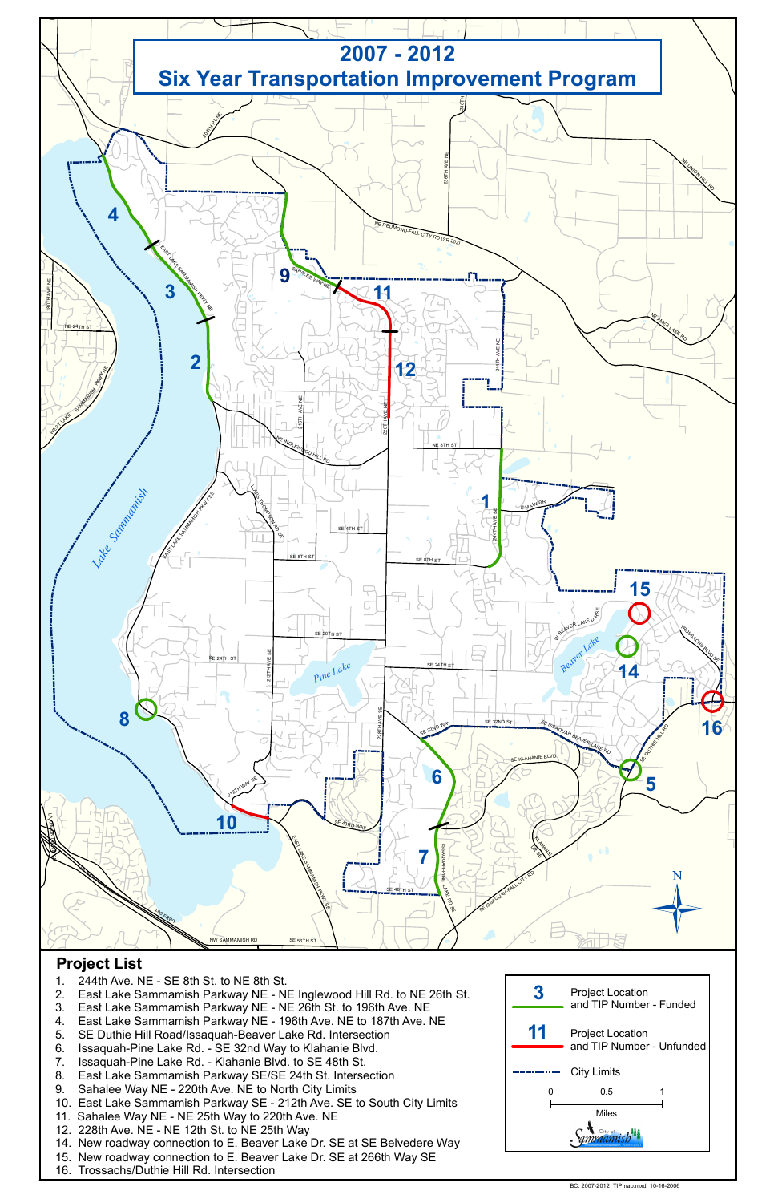# 2007 - 2012
# Six Year Transportation Improvement Program

## Project List

1. 244th Ave. NE - SE 8th St. to NE 8th St.
2. East Lake Sammamish Parkway NE - NE Inglewood Hill Rd. to NE 26th St.
3. East Lake Sammamish Parkway NE - NE 26th St. to 196th Ave. NE
4. East Lake Sammamish Parkway NE - 196th Ave. NE to 187th Ave. NE
5. SE Duthie Hill Road/Issaquah-Beaver Lake Rd. Intersection
6. Issaquah-Pine Lake Rd. - SE 32nd Way to Klahanie Blvd.
7. Issaquah-Pine Lake Rd. - Klahanie Blvd. to SE 48th St.
8. East Lake Sammamish Parkway SE/SE 24th St. Intersection
9. Sahalee Way NE - 220th Ave. NE to North City Limits
10. East Lake Sammamish Parkway SE - 212th Ave. SE to South City Limits
11. Sahalee Way NE - NE 25th Way to 220th Ave. NE
12. 228th Ave. NE - NE 12th St. to NE 25th Way
14. New roadway connection to E. Beaver Lake Dr. SE at SE Belvedere Way
15. New roadway connection to E. Beaver Lake Dr. SE at 266th Way SE
16. Trossachs/Duthie Hill Rd. Intersection

3 Project Location and TIP Number - Funded

11 Project Location and TIP Number - Unfunded

City Limits

0 0.5 1

Miles

City of Sammamish

BC: 2007-2012_TIPmap.mxd 10-16-2006